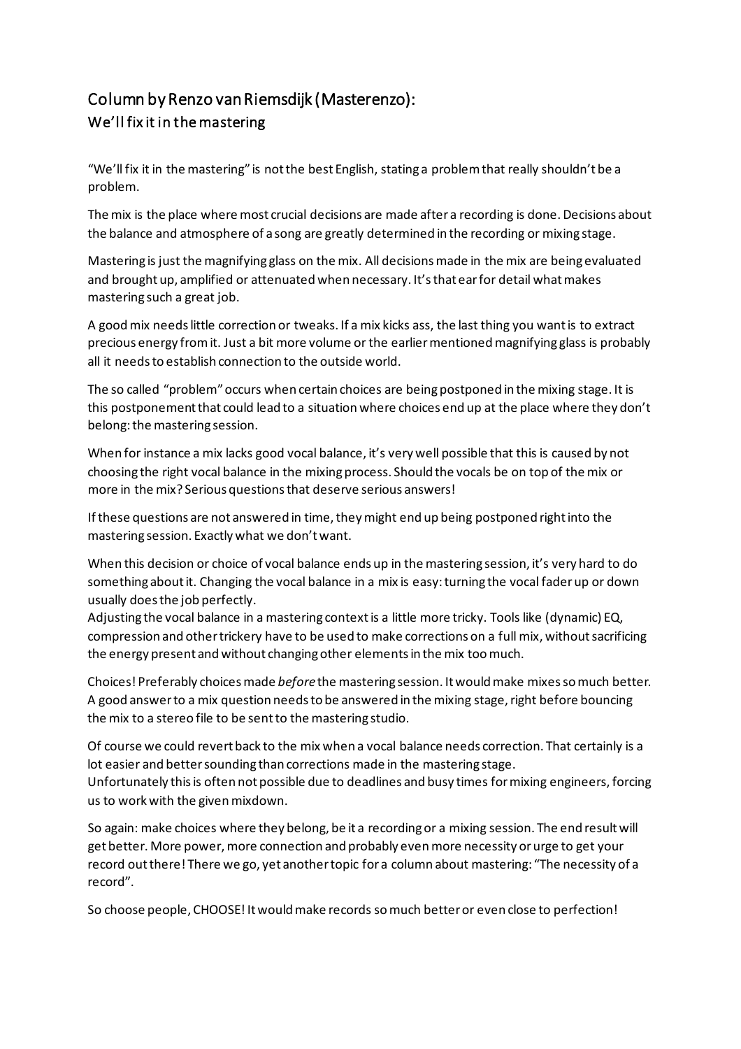# Column by Renzo van Riemsdijk (Masterenzo):
## We'll fix it in the mastering

"We'll fix it in the mastering" is not the best English, stating a problem that really shouldn't be a problem.

The mix is the place where most crucial decisions are made after a recording is done. Decisions about the balance and atmosphere of a song are greatly determined in the recording or mixing stage.

Mastering is just the magnifying glass on the mix. All decisions made in the mix are being evaluated and brought up, amplified or attenuated when necessary. It's that ear for detail what makes mastering such a great job.

A good mix needs little correction or tweaks. If a mix kicks ass, the last thing you want is to extract precious energy from it. Just a bit more volume or the earlier mentioned magnifying glass is probably all it needs to establish connection to the outside world.

The so called "problem" occurs when certain choices are being postponed in the mixing stage. It is this postponement that could lead to a situation where choices end up at the place where they don't belong: the mastering session.

When for instance a mix lacks good vocal balance, it's very well possible that this is caused by not choosing the right vocal balance in the mixing process. Should the vocals be on top of the mix or more in the mix? Serious questions that deserve serious answers!

If these questions are not answered in time, they might end up being postponed right into the mastering session. Exactly what we don't want.

When this decision or choice of vocal balance ends up in the mastering session, it's very hard to do something about it. Changing the vocal balance in a mix is easy: turning the vocal fader up or down usually does the job perfectly.
Adjusting the vocal balance in a mastering context is a little more tricky. Tools like (dynamic) EQ, compression and other trickery have to be used to make corrections on a full mix, without sacrificing the energy present and without changing other elements in the mix too much.

Choices! Preferably choices made *before* the mastering session. It would make mixes so much better. A good answer to a mix question needs to be answered in the mixing stage, right before bouncing the mix to a stereo file to be sent to the mastering studio.

Of course we could revert back to the mix when a vocal balance needs correction. That certainly is a lot easier and better sounding than corrections made in the mastering stage.
Unfortunately this is often not possible due to deadlines and busy times for mixing engineers, forcing us to work with the given mixdown.

So again: make choices where they belong, be it a recording or a mixing session. The end result will get better. More power, more connection and probably even more necessity or urge to get your record out there! There we go, yet another topic for a column about mastering: "The necessity of a record".

So choose people, CHOOSE! It would make records so much better or even close to perfection!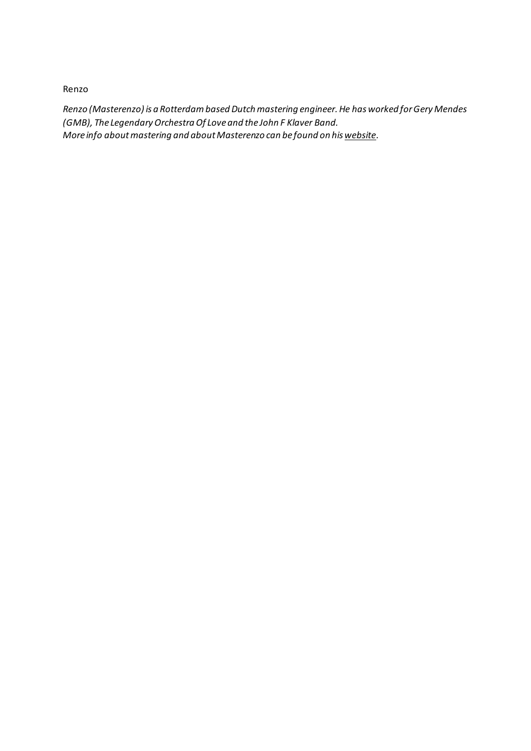Renzo

*Renzo (Masterenzo) is a Rotterdam based Dutch mastering engineer. He has worked for Gery Mendes (GMB), The Legendary Orchestra Of Love and the John F Klaver Band.*
*More info about mastering and about Masterenzo can be found on his website.*